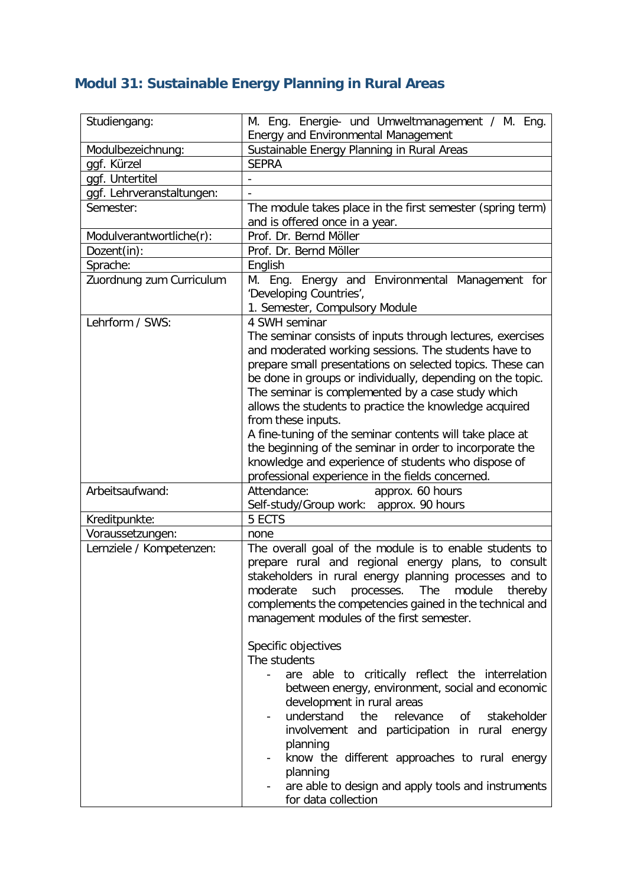## Modul 31: Sustainable Energy Planning in Rural Areas

| | |
|---|---|
| Studiengang: | M. Eng. Energie- und Umweltmanagement / M. Eng. Energy and Environmental Management |
| Modulbezeichnung: | Sustainable Energy Planning in Rural Areas |
| ggf. Kürzel | SEPRA |
| ggf. Untertitel | - |
| ggf. Lehrveranstaltungen: | - |
| Semester: | The module takes place in the first semester (spring term) and is offered once in a year. |
| Modulverantwortliche(r): | Prof. Dr. Bernd Möller |
| Dozent(in): | Prof. Dr. Bernd Möller |
| Sprache: | English |
| Zuordnung zum Curriculum | M. Eng. Energy and Environmental Management for 'Developing Countries',<br>1. Semester, Compulsory Module |
| Lehrform / SWS: | 4 SWH seminar<br>The seminar consists of inputs through lectures, exercises and moderated working sessions. The students have to prepare small presentations on selected topics. These can be done in groups or individually, depending on the topic. The seminar is complemented by a case study which allows the students to practice the knowledge acquired from these inputs.<br>A fine-tuning of the seminar contents will take place at the beginning of the seminar in order to incorporate the knowledge and experience of students who dispose of professional experience in the fields concerned. |
| Arbeitsaufwand: | Attendance: approx. 60 hours<br>Self-study/Group work: approx. 90 hours |
| Kreditpunkte: | 5 ECTS |
| Voraussetzungen: | none |
| Lernziele / Kompetenzen: | The overall goal of the module is to enable students to prepare rural and regional energy plans, to consult stakeholders in rural energy planning processes and to moderate such processes. The module thereby complements the competencies gained in the technical and management modules of the first semester.<br><br>Specific objectives<br>The students<br>- are able to critically reflect the interrelation between energy, environment, social and economic development in rural areas<br>- understand the relevance of stakeholder involvement and participation in rural energy planning<br>- know the different approaches to rural energy planning<br>- are able to design and apply tools and instruments for data collection |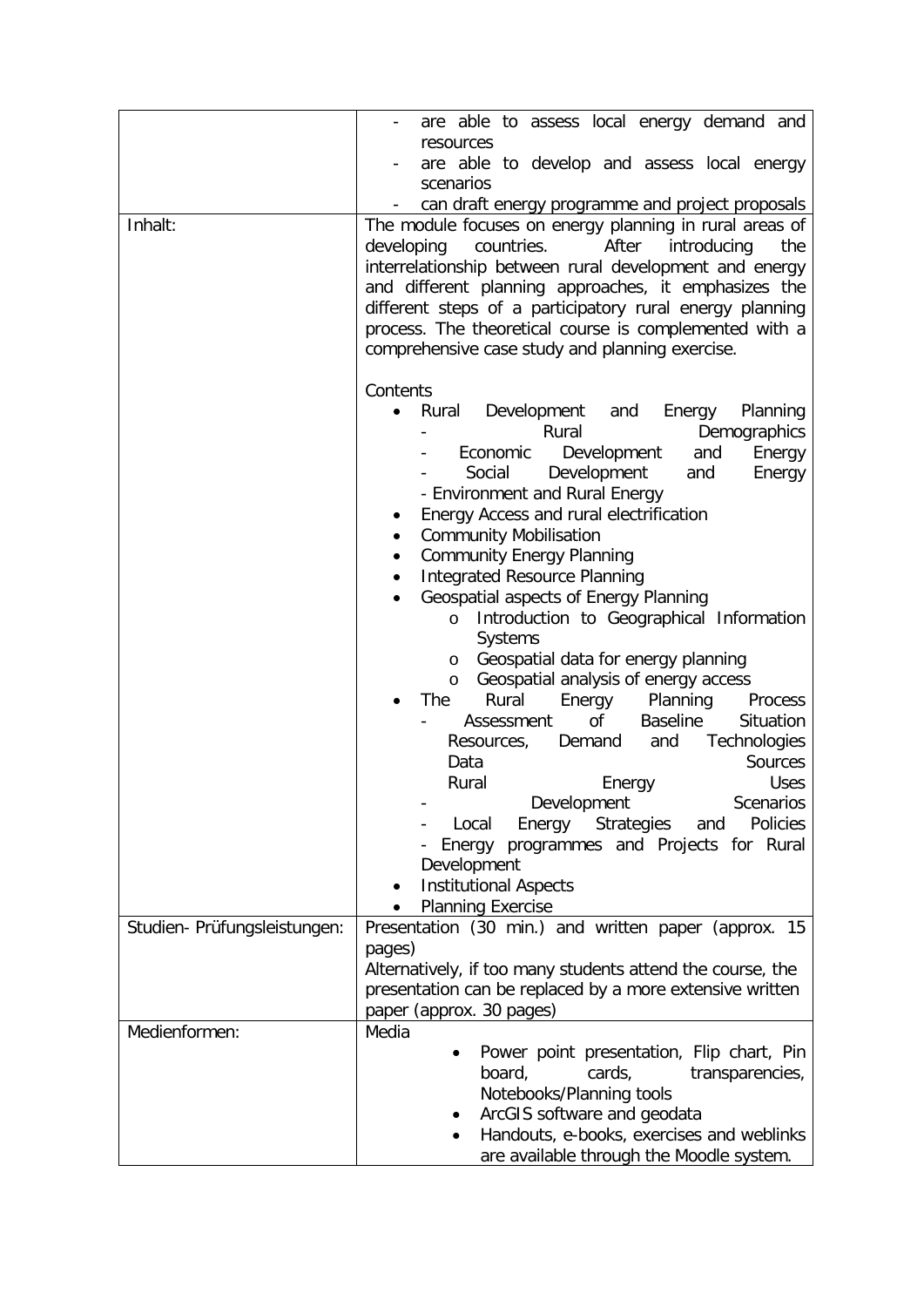| | |
|---|---|
| | - are able to assess local energy demand and resources<br>- are able to develop and assess local energy scenarios<br>- can draft energy programme and project proposals |
| Inhalt: | The module focuses on energy planning in rural areas of developing countries. After introducing the interrelationship between rural development and energy and different planning approaches, it emphasizes the different steps of a participatory rural energy planning process. The theoretical course is complemented with a comprehensive case study and planning exercise.<br><br>Contents<br>• Rural Development and Energy Planning<br>- Rural Demographics<br>- Economic Development and Energy<br>- Social Development and Energy<br>- Environment and Rural Energy<br>• Energy Access and rural electrification<br>• Community Mobilisation<br>• Community Energy Planning<br>• Integrated Resource Planning<br>• Geospatial aspects of Energy Planning<br>o Introduction to Geographical Information Systems<br>o Geospatial data for energy planning<br>o Geospatial analysis of energy access<br>• The Rural Energy Planning Process<br>- Assessment of Baseline Situation Resources, Demand and Technologies Data Sources Rural Energy Uses<br>- Development Scenarios<br>- Local Energy Strategies and Policies<br>- Energy programmes and Projects for Rural Development<br>• Institutional Aspects<br>• Planning Exercise |
| Studien- Prüfungsleistungen: | Presentation (30 min.) and written paper (approx. 15 pages)<br>Alternatively, if too many students attend the course, the presentation can be replaced by a more extensive written paper (approx. 30 pages) |
| Medienformen: | Media<br>• Power point presentation, Flip chart, Pin board, cards, transparencies, Notebooks/Planning tools<br>• ArcGIS software and geodata<br>• Handouts, e-books, exercises and weblinks are available through the Moodle system. |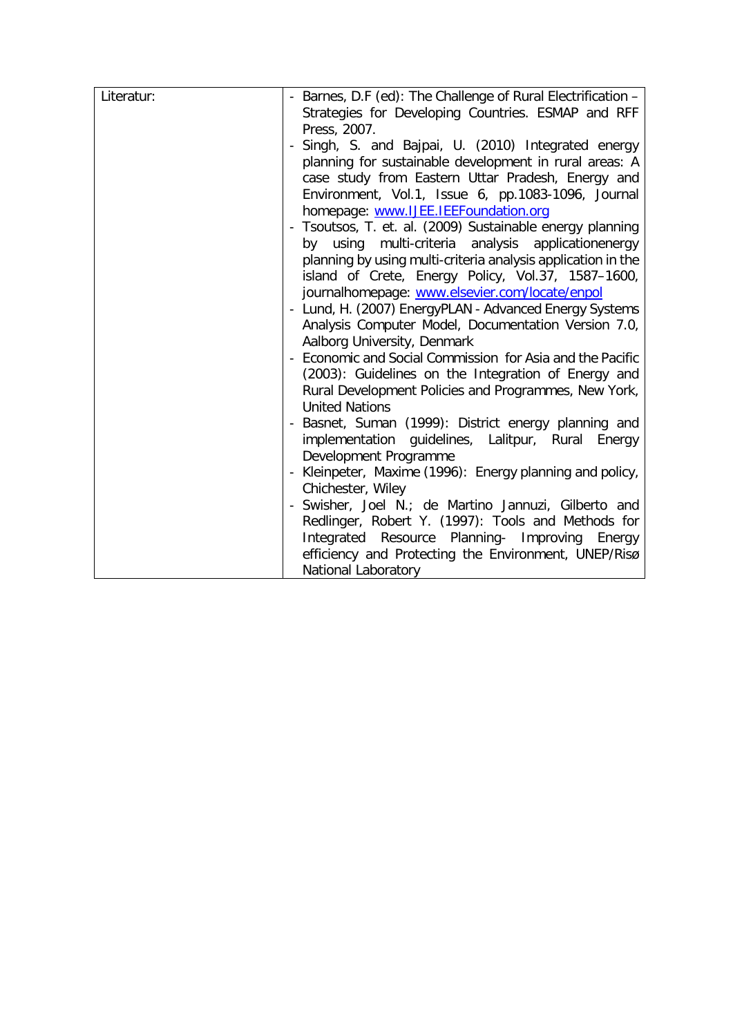| | |
|---|---|
| Literatur: | - Barnes, D.F (ed): The Challenge of Rural Electrification – Strategies for Developing Countries. ESMAP and RFF Press, 2007.<br>- Singh, S. and Bajpai, U. (2010) Integrated energy planning for sustainable development in rural areas: A case study from Eastern Uttar Pradesh, Energy and Environment, Vol.1, Issue 6, pp.1083-1096, Journal homepage: www.IJEE.IEEFoundation.org<br>- Tsoutsos, T. et. al. (2009) Sustainable energy planning by using multi-criteria analysis applicationenergy planning by using multi-criteria analysis application in the island of Crete, Energy Policy, Vol.37, 1587–1600, journalhomepage: www.elsevier.com/locate/enpol<br>- Lund, H. (2007) EnergyPLAN - Advanced Energy Systems Analysis Computer Model, Documentation Version 7.0, Aalborg University, Denmark<br>- Economic and Social Commission for Asia and the Pacific (2003): Guidelines on the Integration of Energy and Rural Development Policies and Programmes, New York, United Nations<br>- Basnet, Suman (1999): District energy planning and implementation guidelines, Lalitpur, Rural Energy Development Programme<br>- Kleinpeter, Maxime (1996): Energy planning and policy, Chichester, Wiley<br>- Swisher, Joel N.; de Martino Jannuzi, Gilberto and Redlinger, Robert Y. (1997): Tools and Methods for Integrated Resource Planning- Improving Energy efficiency and Protecting the Environment, UNEP/Risø National Laboratory |